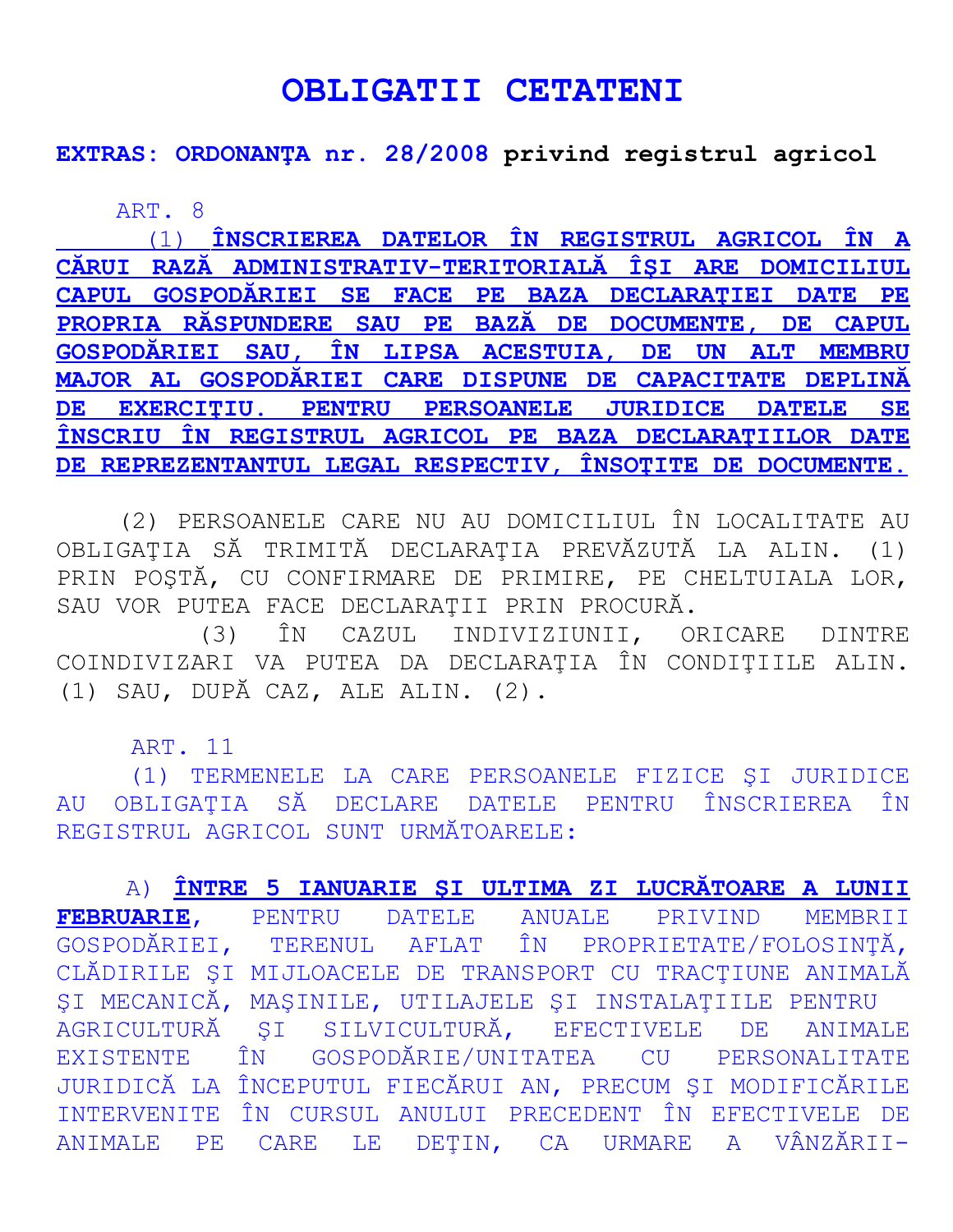# OBLIGATII CETATENI

**EXTRAS: ORDONANŢA nr. 28/2008 privind registrul agricol**

ART. 8

**(1) ÎNSCRIEREA DATELOR ÎN REGISTRUL AGRICOL ÎN A CĂRUI RAZĂ ADMINISTRATIV-TERITORIALĂ ÎŞI ARE DOMICILIUL CAPUL GOSPODĂRIEI SE FACE PE BAZA DECLARAŢIEI DATE PE PROPRIA RĂSPUNDERE SAU PE BAZĂ DE DOCUMENTE, DE CAPUL GOSPODĂRIEI SAU, ÎN LIPSA ACESTUIA, DE UN ALT MEMBRU MAJOR AL GOSPODĂRIEI CARE DISPUNE DE CAPACITATE DEPLINĂ DE EXERCIŢIU. PENTRU PERSOANELE JURIDICE DATELE SE ÎNSCRIU ÎN REGISTRUL AGRICOL PE BAZA DECLARAŢIILOR DATE DE REPREZENTANTUL LEGAL RESPECTIV, ÎNSOŢITE DE DOCUMENTE.**

(2) PERSOANELE CARE NU AU DOMICILIUL ÎN LOCALITATE AU OBLIGAŢIA SĂ TRIMITĂ DECLARAŢIA PREVĂZUTĂ LA ALIN. (1) PRIN POŞTĂ, CU CONFIRMARE DE PRIMIRE, PE CHELTUIALA LOR, SAU VOR PUTEA FACE DECLARAŢII PRIN PROCURĂ.

(3) ÎN CAZUL INDIVIZIUNII, ORICARE DINTRE COINDIVIZARI VA PUTEA DA DECLARAŢIA ÎN CONDIŢIILE ALIN. (1) SAU, DUPĂ CAZ, ALE ALIN. (2).

ART. 11

(1) TERMENELE LA CARE PERSOANELE FIZICE ŞI JURIDICE AU OBLIGAŢIA SĂ DECLARE DATELE PENTRU ÎNSCRIEREA ÎN REGISTRUL AGRICOL SUNT URMĂTOARELE:

A) **ÎNTRE 5 IANUARIE ŞI ULTIMA ZI LUCRĂTOARE A LUNII FEBRUARIE**, PENTRU DATELE ANUALE PRIVIND MEMBRII GOSPODĂRIEI, TERENUL AFLAT ÎN PROPRIETATE/FOLOSINŢĂ, CLĂDIRILE ŞI MIJLOACELE DE TRANSPORT CU TRACŢIUNE ANIMALĂ ŞI MECANICĂ, MAŞINILE, UTILAJELE ŞI INSTALAŢIILE PENTRU AGRICULTURĂ ŞI SILVICULTURĂ, EFECTIVELE DE ANIMALE EXISTENTE ÎN GOSPODĂRIE/UNITATEA CU PERSONALITATE JURIDICĂ LA ÎNCEPUTUL FIECĂRUI AN, PRECUM ŞI MODIFICĂRILE INTERVENITE ÎN CURSUL ANULUI PRECEDENT ÎN EFECTIVELE DE ANIMALE PE CARE LE DEŢIN, CA URMARE A VÂNZĂRII-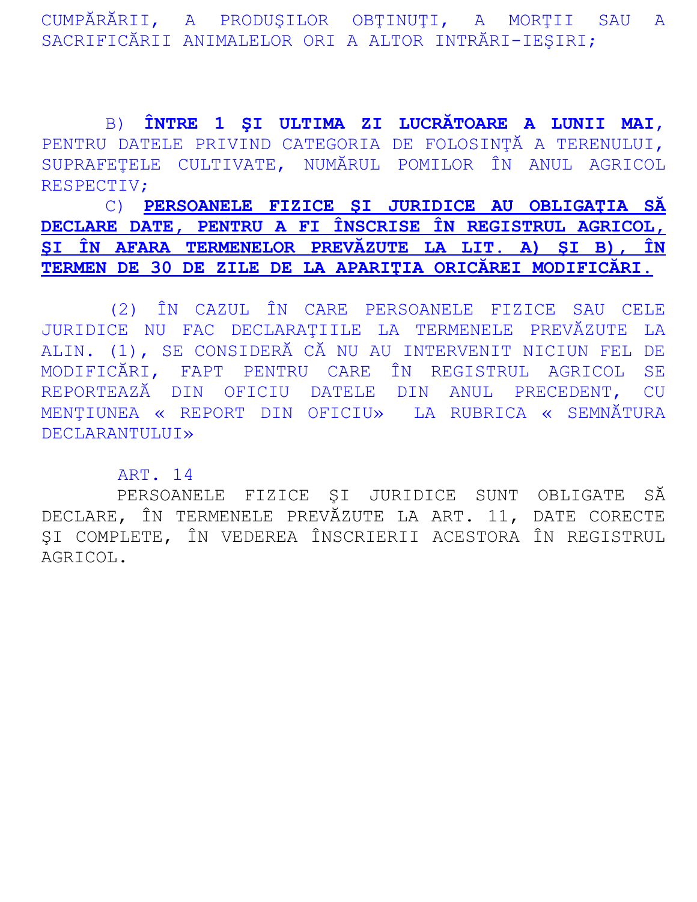CUMPĂRĂRII, A PRODUŞILOR OBŢINUŢI, A MORŢII SAU A SACRIFICĂRII ANIMALELOR ORI A ALTOR INTRĂRI-IEŞIRI;

B) **ÎNTRE 1 ŞI ULTIMA ZI LUCRĂTOARE A LUNII MAI**, PENTRU DATELE PRIVIND CATEGORIA DE FOLOSINŢĂ A TERENULUI, SUPRAFEŢELE CULTIVATE, NUMĂRUL POMILOR ÎN ANUL AGRICOL RESPECTIV;

C) **PERSOANELE FIZICE ŞI JURIDICE AU OBLIGAŢIA SĂ DECLARE DATE, PENTRU A FI ÎNSCRISE ÎN REGISTRUL AGRICOL, ŞI ÎN AFARA TERMENELOR PREVĂZUTE LA LIT. A) ŞI B), ÎN TERMEN DE 30 DE ZILE DE LA APARIŢIA ORICĂREI MODIFICĂRI.**

(2) ÎN CAZUL ÎN CARE PERSOANELE FIZICE SAU CELE JURIDICE NU FAC DECLARAŢIILE LA TERMENELE PREVĂZUTE LA ALIN. (1), SE CONSIDERĂ CĂ NU AU INTERVENIT NICIUN FEL DE MODIFICĂRI, FAPT PENTRU CARE ÎN REGISTRUL AGRICOL SE REPORTEAZĂ DIN OFICIU DATELE DIN ANUL PRECEDENT, CU MENŢIUNEA « REPORT DIN OFICIU» LA RUBRICA « SEMNĂTURA DECLARANTULUI»

ART. 14

PERSOANELE FIZICE ŞI JURIDICE SUNT OBLIGATE SĂ DECLARE, ÎN TERMENELE PREVĂZUTE LA ART. 11, DATE CORECTE ŞI COMPLETE, ÎN VEDEREA ÎNSCRIERII ACESTORA ÎN REGISTRUL AGRICOL.